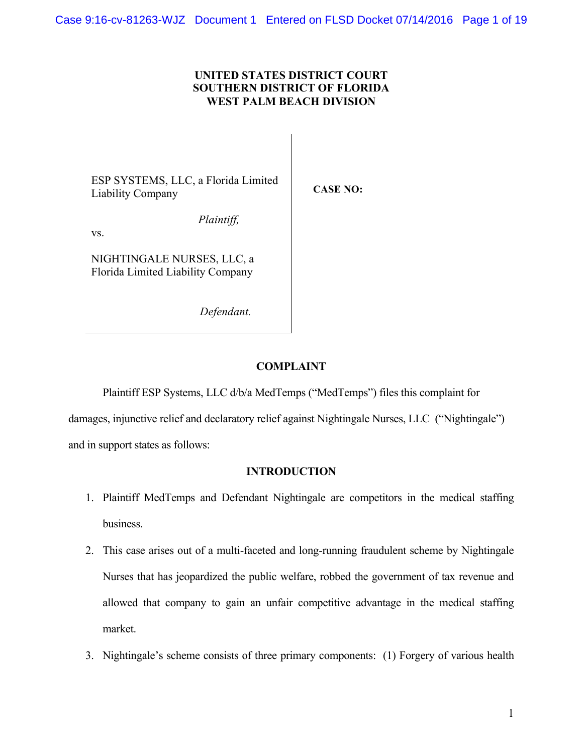**UNITED STATES DISTRICT COURT**
**SOUTHERN DISTRICT OF FLORIDA**
**WEST PALM BEACH DIVISION**

ESP SYSTEMS, LLC, a Florida Limited Liability Company

*Plaintiff,*

vs.

NIGHTINGALE NURSES, LLC, a Florida Limited Liability Company

*Defendant.*

**CASE NO:**

## COMPLAINT

Plaintiff ESP Systems, LLC d/b/a MedTemps ("MedTemps") files this complaint for damages, injunctive relief and declaratory relief against Nightingale Nurses, LLC ("Nightingale") and in support states as follows:

## INTRODUCTION

1. Plaintiff MedTemps and Defendant Nightingale are competitors in the medical staffing business.
2. This case arises out of a multi-faceted and long-running fraudulent scheme by Nightingale Nurses that has jeopardized the public welfare, robbed the government of tax revenue and allowed that company to gain an unfair competitive advantage in the medical staffing market.
3. Nightingale's scheme consists of three primary components: (1) Forgery of various health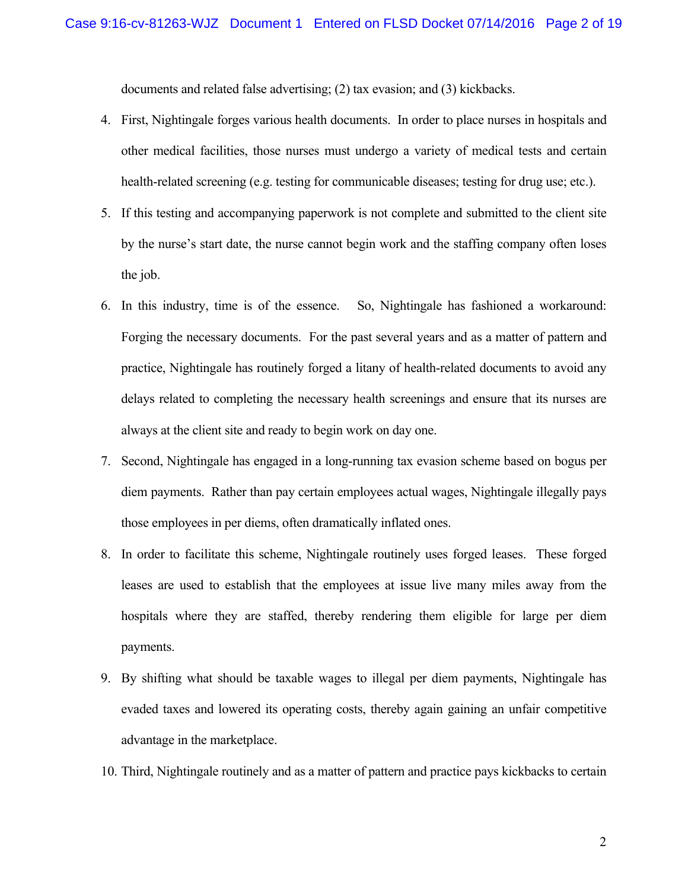documents and related false advertising; (2) tax evasion; and (3) kickbacks.

4. First, Nightingale forges various health documents. In order to place nurses in hospitals and other medical facilities, those nurses must undergo a variety of medical tests and certain health-related screening (e.g. testing for communicable diseases; testing for drug use; etc.).

5. If this testing and accompanying paperwork is not complete and submitted to the client site by the nurse's start date, the nurse cannot begin work and the staffing company often loses the job.

6. In this industry, time is of the essence. So, Nightingale has fashioned a workaround: Forging the necessary documents. For the past several years and as a matter of pattern and practice, Nightingale has routinely forged a litany of health-related documents to avoid any delays related to completing the necessary health screenings and ensure that its nurses are always at the client site and ready to begin work on day one.

7. Second, Nightingale has engaged in a long-running tax evasion scheme based on bogus per diem payments. Rather than pay certain employees actual wages, Nightingale illegally pays those employees in per diems, often dramatically inflated ones.

8. In order to facilitate this scheme, Nightingale routinely uses forged leases. These forged leases are used to establish that the employees at issue live many miles away from the hospitals where they are staffed, thereby rendering them eligible for large per diem payments.

9. By shifting what should be taxable wages to illegal per diem payments, Nightingale has evaded taxes and lowered its operating costs, thereby again gaining an unfair competitive advantage in the marketplace.

10. Third, Nightingale routinely and as a matter of pattern and practice pays kickbacks to certain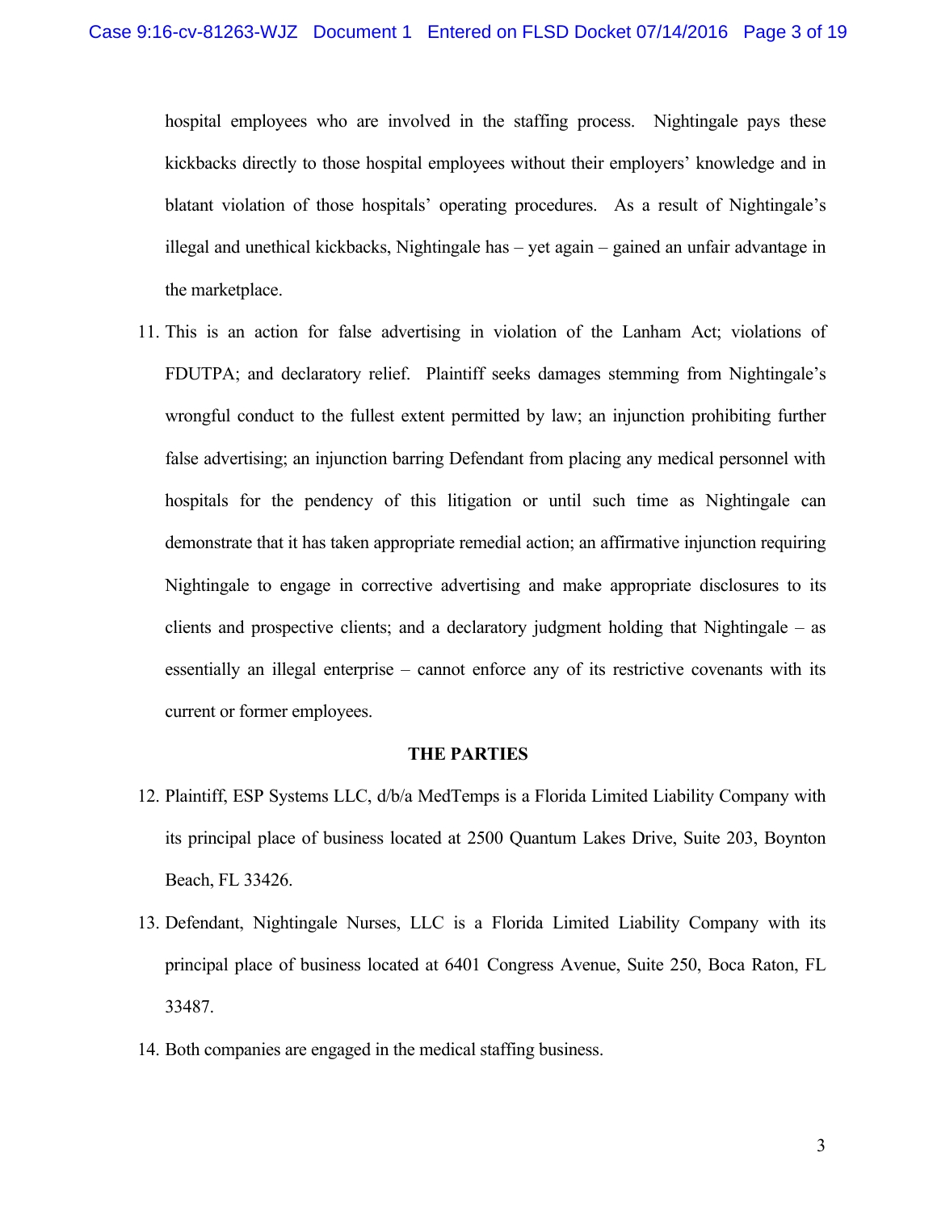hospital employees who are involved in the staffing process. Nightingale pays these kickbacks directly to those hospital employees without their employers' knowledge and in blatant violation of those hospitals' operating procedures. As a result of Nightingale's illegal and unethical kickbacks, Nightingale has – yet again – gained an unfair advantage in the marketplace.

11. This is an action for false advertising in violation of the Lanham Act; violations of FDUTPA; and declaratory relief. Plaintiff seeks damages stemming from Nightingale's wrongful conduct to the fullest extent permitted by law; an injunction prohibiting further false advertising; an injunction barring Defendant from placing any medical personnel with hospitals for the pendency of this litigation or until such time as Nightingale can demonstrate that it has taken appropriate remedial action; an affirmative injunction requiring Nightingale to engage in corrective advertising and make appropriate disclosures to its clients and prospective clients; and a declaratory judgment holding that Nightingale – as essentially an illegal enterprise – cannot enforce any of its restrictive covenants with its current or former employees.

**THE PARTIES**

12. Plaintiff, ESP Systems LLC, d/b/a MedTemps is a Florida Limited Liability Company with its principal place of business located at 2500 Quantum Lakes Drive, Suite 203, Boynton Beach, FL 33426.

13. Defendant, Nightingale Nurses, LLC is a Florida Limited Liability Company with its principal place of business located at 6401 Congress Avenue, Suite 250, Boca Raton, FL 33487.

14. Both companies are engaged in the medical staffing business.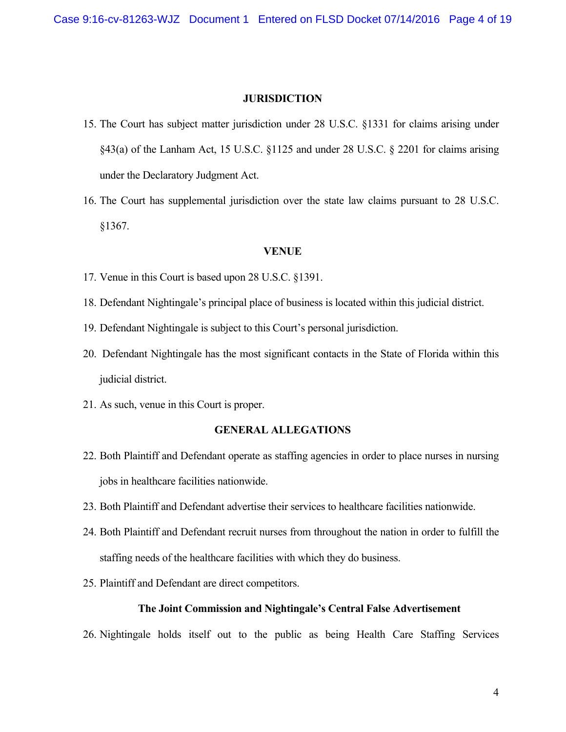## JURISDICTION

15. The Court has subject matter jurisdiction under 28 U.S.C. §1331 for claims arising under §43(a) of the Lanham Act, 15 U.S.C. §1125 and under 28 U.S.C. § 2201 for claims arising under the Declaratory Judgment Act.

16. The Court has supplemental jurisdiction over the state law claims pursuant to 28 U.S.C. §1367.

## VENUE

17. Venue in this Court is based upon 28 U.S.C. §1391.

18. Defendant Nightingale's principal place of business is located within this judicial district.

19. Defendant Nightingale is subject to this Court's personal jurisdiction.

20. Defendant Nightingale has the most significant contacts in the State of Florida within this judicial district.

21. As such, venue in this Court is proper.

## GENERAL ALLEGATIONS

22. Both Plaintiff and Defendant operate as staffing agencies in order to place nurses in nursing jobs in healthcare facilities nationwide.

23. Both Plaintiff and Defendant advertise their services to healthcare facilities nationwide.

24. Both Plaintiff and Defendant recruit nurses from throughout the nation in order to fulfill the staffing needs of the healthcare facilities with which they do business.

25. Plaintiff and Defendant are direct competitors.

### The Joint Commission and Nightingale's Central False Advertisement

26. Nightingale holds itself out to the public as being Health Care Staffing Services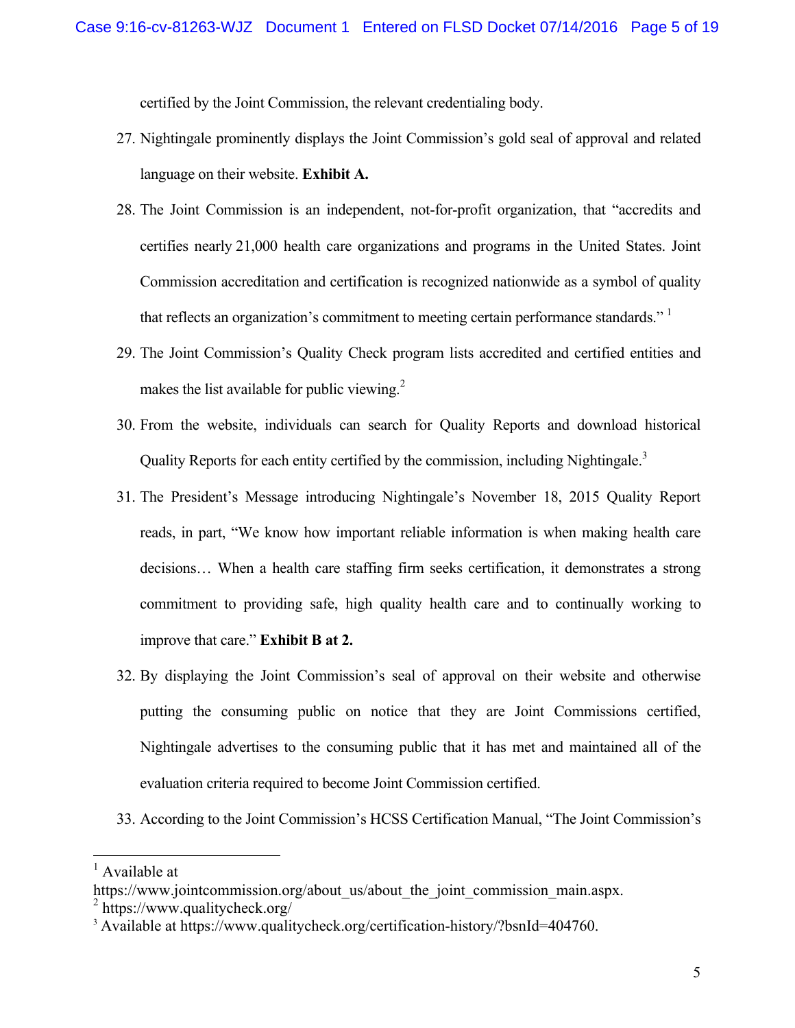certified by the Joint Commission, the relevant credentialing body.

27. Nightingale prominently displays the Joint Commission's gold seal of approval and related language on their website. **Exhibit A.**

28. The Joint Commission is an independent, not-for-profit organization, that "accredits and certifies nearly 21,000 health care organizations and programs in the United States. Joint Commission accreditation and certification is recognized nationwide as a symbol of quality that reflects an organization's commitment to meeting certain performance standards." [1]

29. The Joint Commission's Quality Check program lists accredited and certified entities and makes the list available for public viewing.[2]

30. From the website, individuals can search for Quality Reports and download historical Quality Reports for each entity certified by the commission, including Nightingale.[3]

31. The President's Message introducing Nightingale's November 18, 2015 Quality Report reads, in part, "We know how important reliable information is when making health care decisions… When a health care staffing firm seeks certification, it demonstrates a strong commitment to providing safe, high quality health care and to continually working to improve that care." **Exhibit B at 2.**

32. By displaying the Joint Commission's seal of approval on their website and otherwise putting the consuming public on notice that they are Joint Commissions certified, Nightingale advertises to the consuming public that it has met and maintained all of the evaluation criteria required to become Joint Commission certified.

33. According to the Joint Commission's HCSS Certification Manual, "The Joint Commission's

---

[1] Available at https://www.jointcommission.org/about_us/about_the_joint_commission_main.aspx.

[2] https://www.qualitycheck.org/

[3] Available at https://www.qualitycheck.org/certification-history/?bsnId=404760.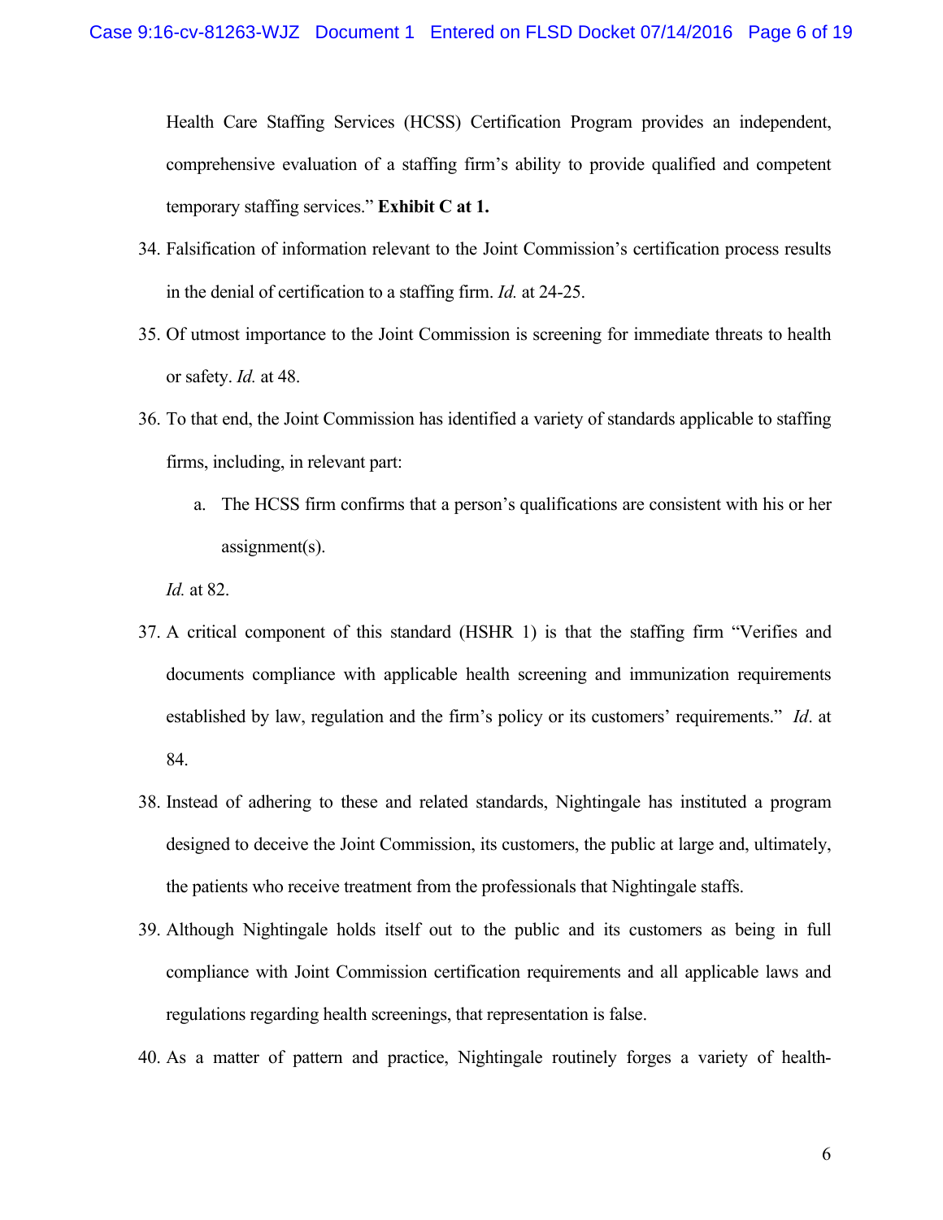Health Care Staffing Services (HCSS) Certification Program provides an independent, comprehensive evaluation of a staffing firm's ability to provide qualified and competent temporary staffing services." **Exhibit C at 1.**

34. Falsification of information relevant to the Joint Commission's certification process results in the denial of certification to a staffing firm. *Id.* at 24-25.

35. Of utmost importance to the Joint Commission is screening for immediate threats to health or safety. *Id.* at 48.

36. To that end, the Joint Commission has identified a variety of standards applicable to staffing firms, including, in relevant part:

    a. The HCSS firm confirms that a person's qualifications are consistent with his or her assignment(s).

    *Id.* at 82.

37. A critical component of this standard (HSHR 1) is that the staffing firm "Verifies and documents compliance with applicable health screening and immunization requirements established by law, regulation and the firm's policy or its customers' requirements." *Id*. at 84.

38. Instead of adhering to these and related standards, Nightingale has instituted a program designed to deceive the Joint Commission, its customers, the public at large and, ultimately, the patients who receive treatment from the professionals that Nightingale staffs.

39. Although Nightingale holds itself out to the public and its customers as being in full compliance with Joint Commission certification requirements and all applicable laws and regulations regarding health screenings, that representation is false.

40. As a matter of pattern and practice, Nightingale routinely forges a variety of health-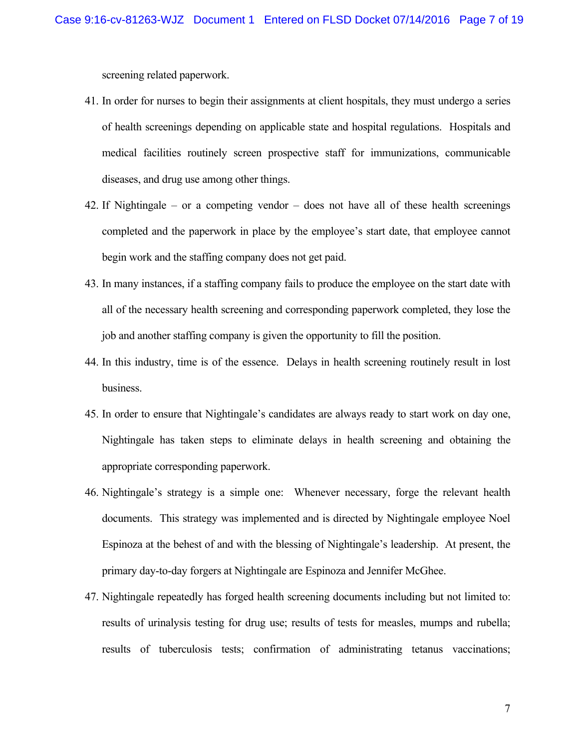screening related paperwork.

41. In order for nurses to begin their assignments at client hospitals, they must undergo a series of health screenings depending on applicable state and hospital regulations. Hospitals and medical facilities routinely screen prospective staff for immunizations, communicable diseases, and drug use among other things.

42. If Nightingale – or a competing vendor – does not have all of these health screenings completed and the paperwork in place by the employee's start date, that employee cannot begin work and the staffing company does not get paid.

43. In many instances, if a staffing company fails to produce the employee on the start date with all of the necessary health screening and corresponding paperwork completed, they lose the job and another staffing company is given the opportunity to fill the position.

44. In this industry, time is of the essence. Delays in health screening routinely result in lost business.

45. In order to ensure that Nightingale's candidates are always ready to start work on day one, Nightingale has taken steps to eliminate delays in health screening and obtaining the appropriate corresponding paperwork.

46. Nightingale's strategy is a simple one: Whenever necessary, forge the relevant health documents. This strategy was implemented and is directed by Nightingale employee Noel Espinoza at the behest of and with the blessing of Nightingale's leadership. At present, the primary day-to-day forgers at Nightingale are Espinoza and Jennifer McGhee.

47. Nightingale repeatedly has forged health screening documents including but not limited to: results of urinalysis testing for drug use; results of tests for measles, mumps and rubella; results of tuberculosis tests; confirmation of administrating tetanus vaccinations;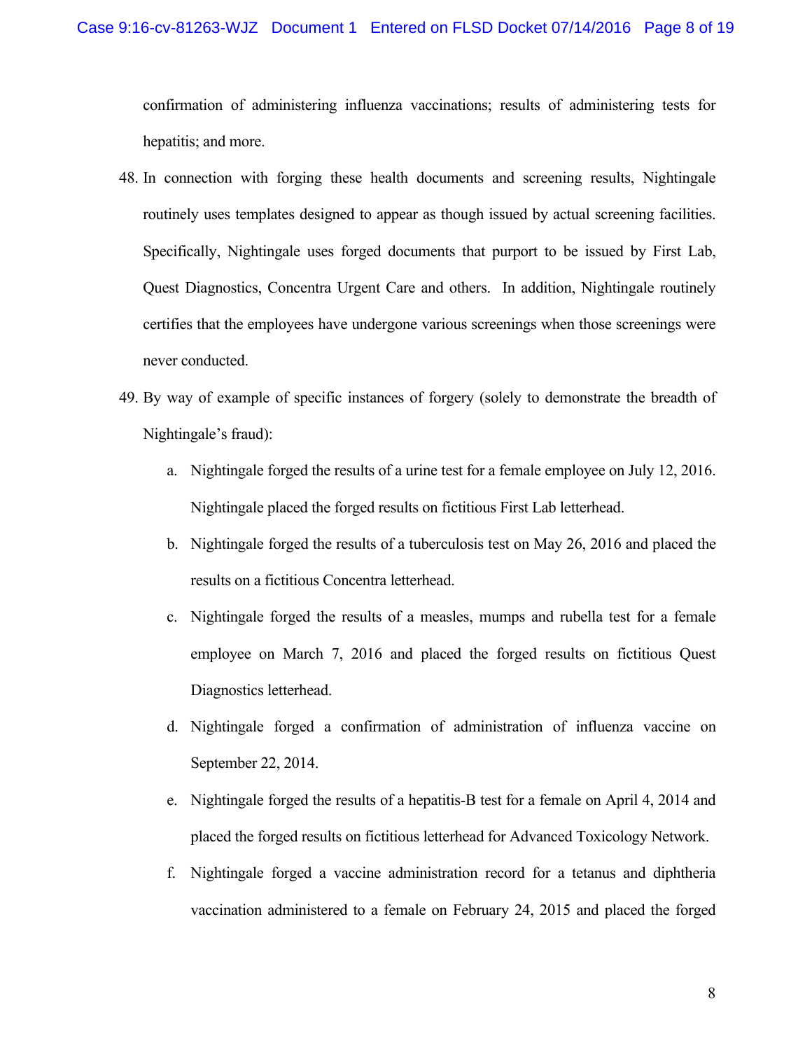confirmation of administering influenza vaccinations; results of administering tests for hepatitis; and more.

48. In connection with forging these health documents and screening results, Nightingale routinely uses templates designed to appear as though issued by actual screening facilities. Specifically, Nightingale uses forged documents that purport to be issued by First Lab, Quest Diagnostics, Concentra Urgent Care and others. In addition, Nightingale routinely certifies that the employees have undergone various screenings when those screenings were never conducted.

49. By way of example of specific instances of forgery (solely to demonstrate the breadth of Nightingale's fraud):

    a. Nightingale forged the results of a urine test for a female employee on July 12, 2016. Nightingale placed the forged results on fictitious First Lab letterhead.

    b. Nightingale forged the results of a tuberculosis test on May 26, 2016 and placed the results on a fictitious Concentra letterhead.

    c. Nightingale forged the results of a measles, mumps and rubella test for a female employee on March 7, 2016 and placed the forged results on fictitious Quest Diagnostics letterhead.

    d. Nightingale forged a confirmation of administration of influenza vaccine on September 22, 2014.

    e. Nightingale forged the results of a hepatitis-B test for a female on April 4, 2014 and placed the forged results on fictitious letterhead for Advanced Toxicology Network.

    f. Nightingale forged a vaccine administration record for a tetanus and diphtheria vaccination administered to a female on February 24, 2015 and placed the forged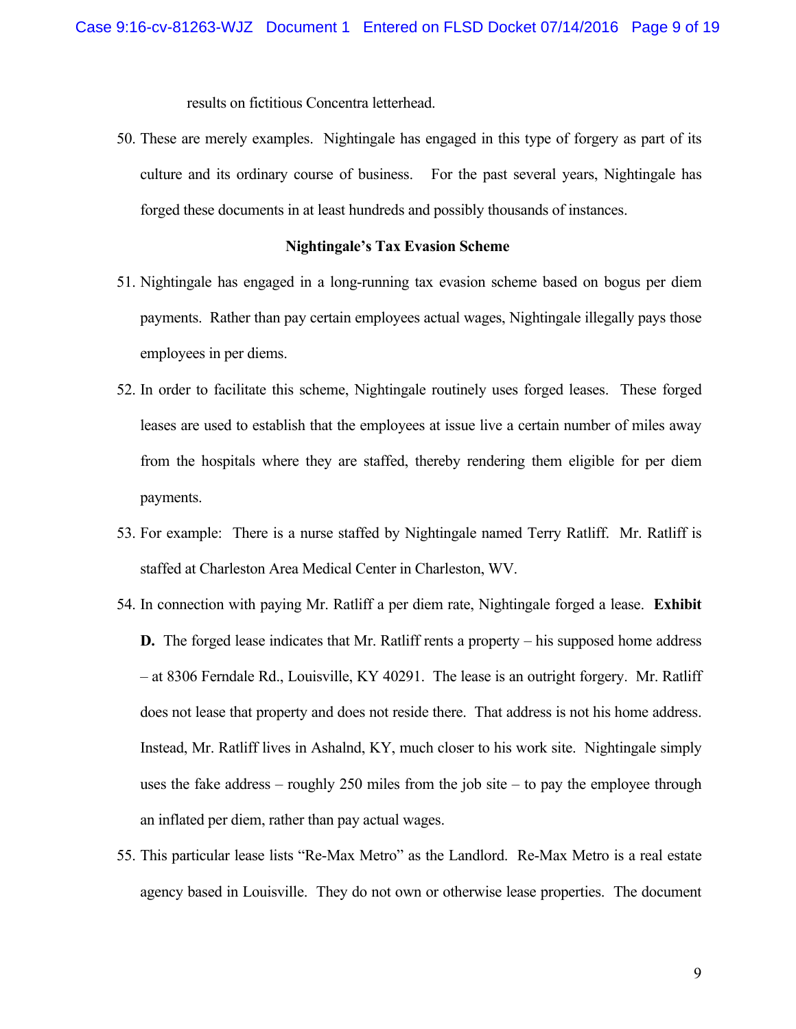results on fictitious Concentra letterhead.

50. These are merely examples. Nightingale has engaged in this type of forgery as part of its culture and its ordinary course of business. For the past several years, Nightingale has forged these documents in at least hundreds and possibly thousands of instances.

**Nightingale's Tax Evasion Scheme**

51. Nightingale has engaged in a long-running tax evasion scheme based on bogus per diem payments. Rather than pay certain employees actual wages, Nightingale illegally pays those employees in per diems.

52. In order to facilitate this scheme, Nightingale routinely uses forged leases. These forged leases are used to establish that the employees at issue live a certain number of miles away from the hospitals where they are staffed, thereby rendering them eligible for per diem payments.

53. For example: There is a nurse staffed by Nightingale named Terry Ratliff. Mr. Ratliff is staffed at Charleston Area Medical Center in Charleston, WV.

54. In connection with paying Mr. Ratliff a per diem rate, Nightingale forged a lease. **Exhibit D.** The forged lease indicates that Mr. Ratliff rents a property – his supposed home address – at 8306 Ferndale Rd., Louisville, KY 40291. The lease is an outright forgery. Mr. Ratliff does not lease that property and does not reside there. That address is not his home address. Instead, Mr. Ratliff lives in Ashalnd, KY, much closer to his work site. Nightingale simply uses the fake address – roughly 250 miles from the job site – to pay the employee through an inflated per diem, rather than pay actual wages.

55. This particular lease lists "Re-Max Metro" as the Landlord. Re-Max Metro is a real estate agency based in Louisville. They do not own or otherwise lease properties. The document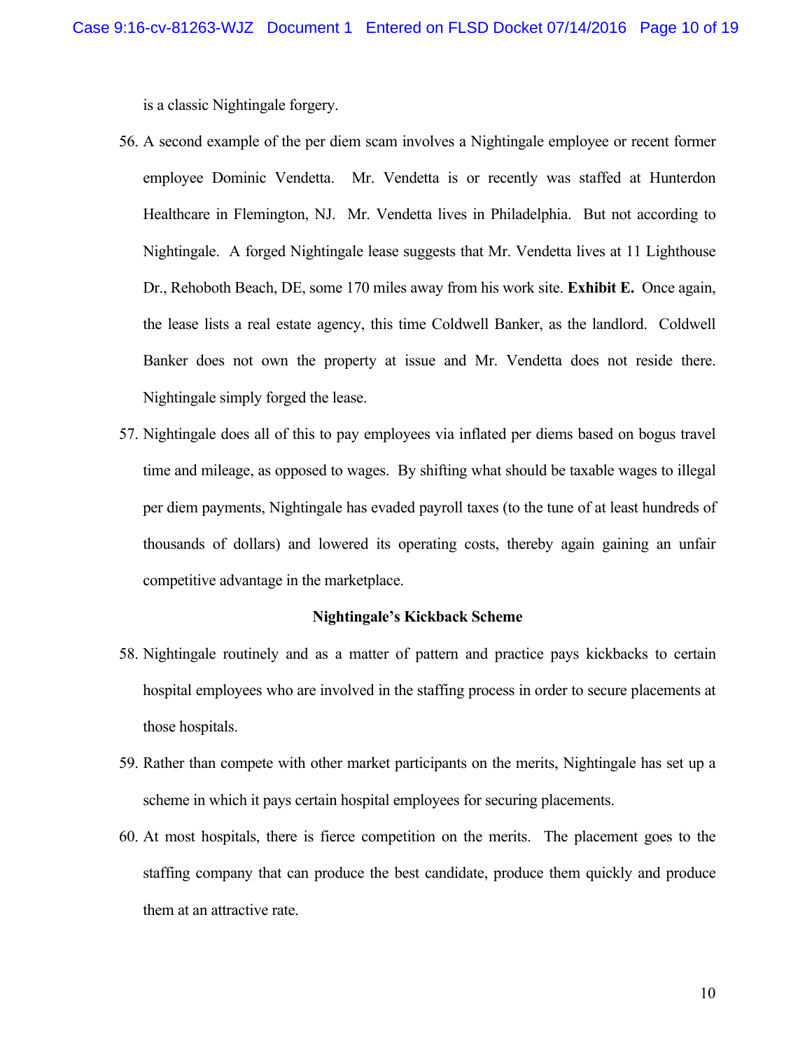is a classic Nightingale forgery.

56. A second example of the per diem scam involves a Nightingale employee or recent former employee Dominic Vendetta. Mr. Vendetta is or recently was staffed at Hunterdon Healthcare in Flemington, NJ. Mr. Vendetta lives in Philadelphia. But not according to Nightingale. A forged Nightingale lease suggests that Mr. Vendetta lives at 11 Lighthouse Dr., Rehoboth Beach, DE, some 170 miles away from his work site. **Exhibit E.** Once again, the lease lists a real estate agency, this time Coldwell Banker, as the landlord. Coldwell Banker does not own the property at issue and Mr. Vendetta does not reside there. Nightingale simply forged the lease.

57. Nightingale does all of this to pay employees via inflated per diems based on bogus travel time and mileage, as opposed to wages. By shifting what should be taxable wages to illegal per diem payments, Nightingale has evaded payroll taxes (to the tune of at least hundreds of thousands of dollars) and lowered its operating costs, thereby again gaining an unfair competitive advantage in the marketplace.

**Nightingale's Kickback Scheme**

58. Nightingale routinely and as a matter of pattern and practice pays kickbacks to certain hospital employees who are involved in the staffing process in order to secure placements at those hospitals.

59. Rather than compete with other market participants on the merits, Nightingale has set up a scheme in which it pays certain hospital employees for securing placements.

60. At most hospitals, there is fierce competition on the merits. The placement goes to the staffing company that can produce the best candidate, produce them quickly and produce them at an attractive rate.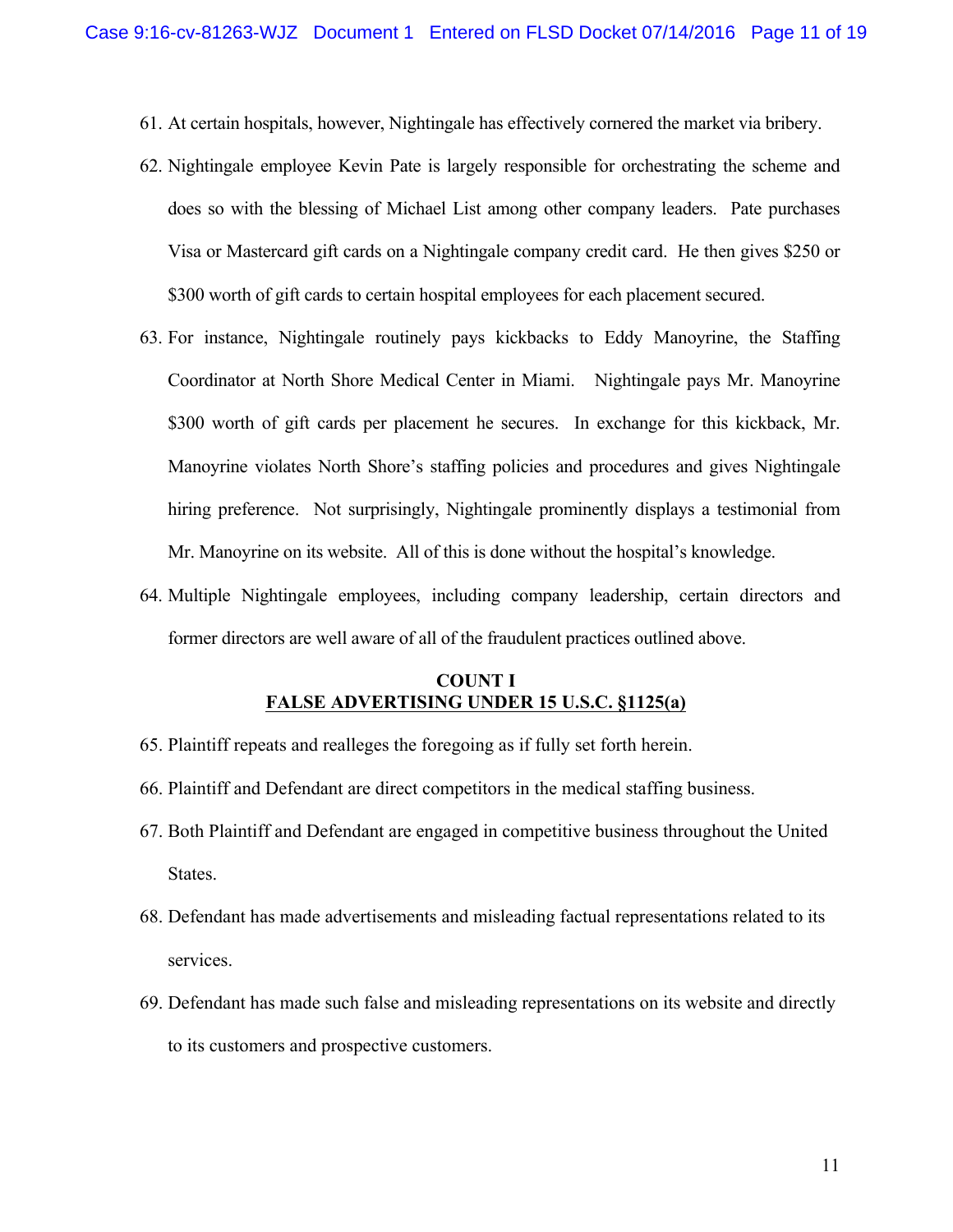61. At certain hospitals, however, Nightingale has effectively cornered the market via bribery.

62. Nightingale employee Kevin Pate is largely responsible for orchestrating the scheme and does so with the blessing of Michael List among other company leaders. Pate purchases Visa or Mastercard gift cards on a Nightingale company credit card. He then gives $250 or $300 worth of gift cards to certain hospital employees for each placement secured.

63. For instance, Nightingale routinely pays kickbacks to Eddy Manoyrine, the Staffing Coordinator at North Shore Medical Center in Miami. Nightingale pays Mr. Manoyrine $300 worth of gift cards per placement he secures. In exchange for this kickback, Mr. Manoyrine violates North Shore's staffing policies and procedures and gives Nightingale hiring preference. Not surprisingly, Nightingale prominently displays a testimonial from Mr. Manoyrine on its website. All of this is done without the hospital's knowledge.

64. Multiple Nightingale employees, including company leadership, certain directors and former directors are well aware of all of the fraudulent practices outlined above.

**COUNT I**
**FALSE ADVERTISING UNDER 15 U.S.C. §1125(a)**

65. Plaintiff repeats and realleges the foregoing as if fully set forth herein.

66. Plaintiff and Defendant are direct competitors in the medical staffing business.

67. Both Plaintiff and Defendant are engaged in competitive business throughout the United States.

68. Defendant has made advertisements and misleading factual representations related to its services.

69. Defendant has made such false and misleading representations on its website and directly to its customers and prospective customers.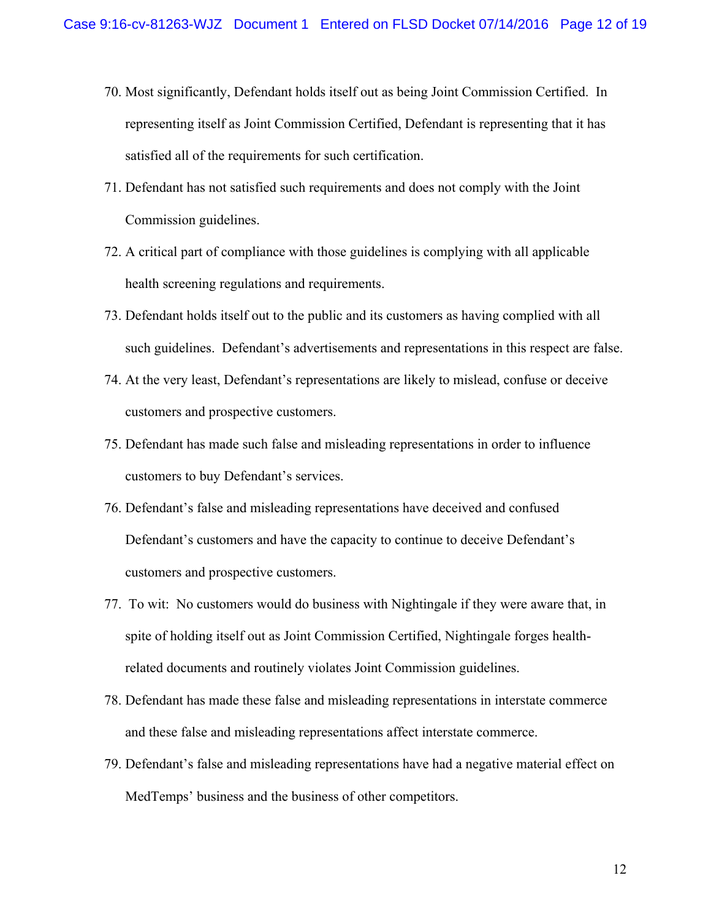70. Most significantly, Defendant holds itself out as being Joint Commission Certified. In representing itself as Joint Commission Certified, Defendant is representing that it has satisfied all of the requirements for such certification.

71. Defendant has not satisfied such requirements and does not comply with the Joint Commission guidelines.

72. A critical part of compliance with those guidelines is complying with all applicable health screening regulations and requirements.

73. Defendant holds itself out to the public and its customers as having complied with all such guidelines. Defendant's advertisements and representations in this respect are false.

74. At the very least, Defendant's representations are likely to mislead, confuse or deceive customers and prospective customers.

75. Defendant has made such false and misleading representations in order to influence customers to buy Defendant's services.

76. Defendant's false and misleading representations have deceived and confused Defendant's customers and have the capacity to continue to deceive Defendant's customers and prospective customers.

77. To wit: No customers would do business with Nightingale if they were aware that, in spite of holding itself out as Joint Commission Certified, Nightingale forges health-related documents and routinely violates Joint Commission guidelines.

78. Defendant has made these false and misleading representations in interstate commerce and these false and misleading representations affect interstate commerce.

79. Defendant's false and misleading representations have had a negative material effect on MedTemps' business and the business of other competitors.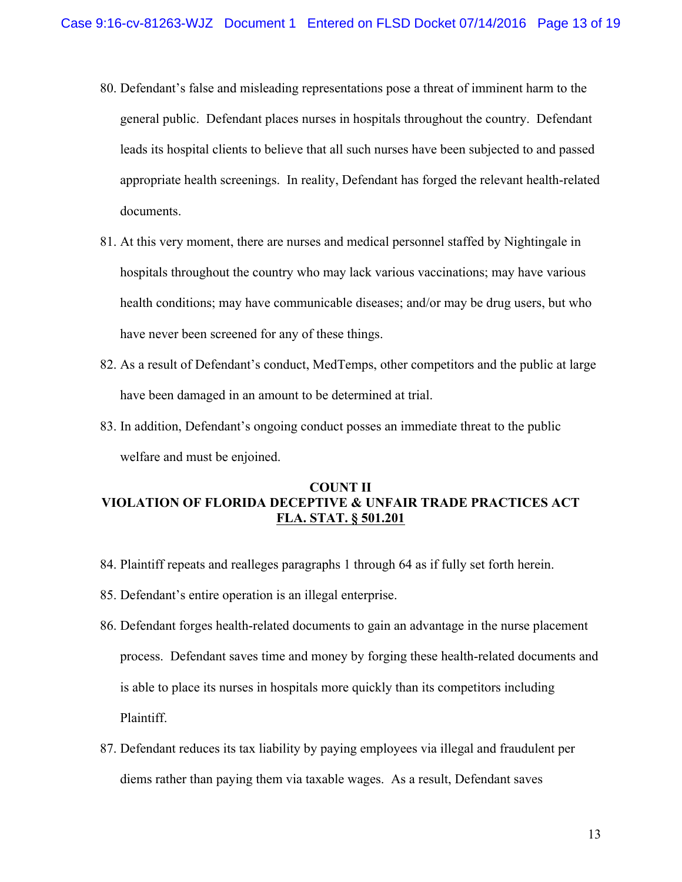80. Defendant's false and misleading representations pose a threat of imminent harm to the general public. Defendant places nurses in hospitals throughout the country. Defendant leads its hospital clients to believe that all such nurses have been subjected to and passed appropriate health screenings. In reality, Defendant has forged the relevant health-related documents.

81. At this very moment, there are nurses and medical personnel staffed by Nightingale in hospitals throughout the country who may lack various vaccinations; may have various health conditions; may have communicable diseases; and/or may be drug users, but who have never been screened for any of these things.

82. As a result of Defendant's conduct, MedTemps, other competitors and the public at large have been damaged in an amount to be determined at trial.

83. In addition, Defendant's ongoing conduct posses an immediate threat to the public welfare and must be enjoined.

**COUNT II**
**VIOLATION OF FLORIDA DECEPTIVE & UNFAIR TRADE PRACTICES ACT**
**FLA. STAT. § 501.201**

84. Plaintiff repeats and realleges paragraphs 1 through 64 as if fully set forth herein.

85. Defendant's entire operation is an illegal enterprise.

86. Defendant forges health-related documents to gain an advantage in the nurse placement process. Defendant saves time and money by forging these health-related documents and is able to place its nurses in hospitals more quickly than its competitors including Plaintiff.

87. Defendant reduces its tax liability by paying employees via illegal and fraudulent per diems rather than paying them via taxable wages. As a result, Defendant saves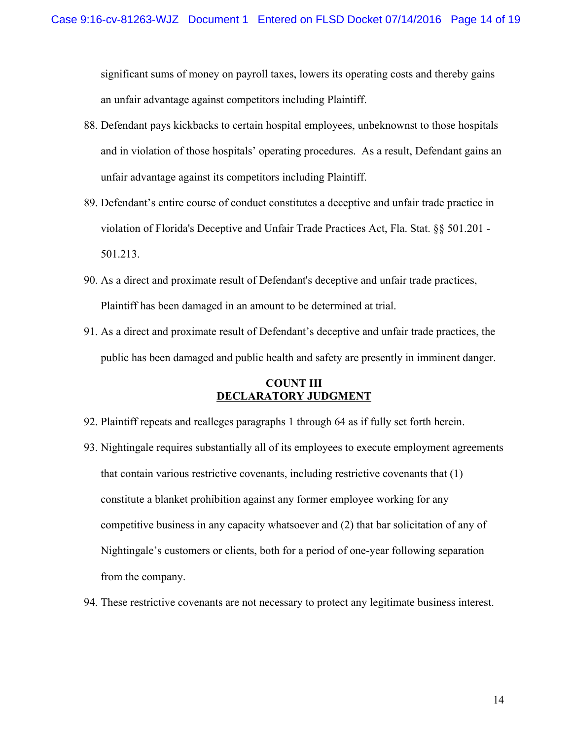significant sums of money on payroll taxes, lowers its operating costs and thereby gains an unfair advantage against competitors including Plaintiff.

88. Defendant pays kickbacks to certain hospital employees, unbeknownst to those hospitals and in violation of those hospitals' operating procedures. As a result, Defendant gains an unfair advantage against its competitors including Plaintiff.

89. Defendant's entire course of conduct constitutes a deceptive and unfair trade practice in violation of Florida's Deceptive and Unfair Trade Practices Act, Fla. Stat. §§ 501.201 - 501.213.

90. As a direct and proximate result of Defendant's deceptive and unfair trade practices, Plaintiff has been damaged in an amount to be determined at trial.

91. As a direct and proximate result of Defendant's deceptive and unfair trade practices, the public has been damaged and public health and safety are presently in imminent danger.

**COUNT III**
**DECLARATORY JUDGMENT**

92. Plaintiff repeats and realleges paragraphs 1 through 64 as if fully set forth herein.

93. Nightingale requires substantially all of its employees to execute employment agreements that contain various restrictive covenants, including restrictive covenants that (1) constitute a blanket prohibition against any former employee working for any competitive business in any capacity whatsoever and (2) that bar solicitation of any of Nightingale's customers or clients, both for a period of one-year following separation from the company.

94. These restrictive covenants are not necessary to protect any legitimate business interest.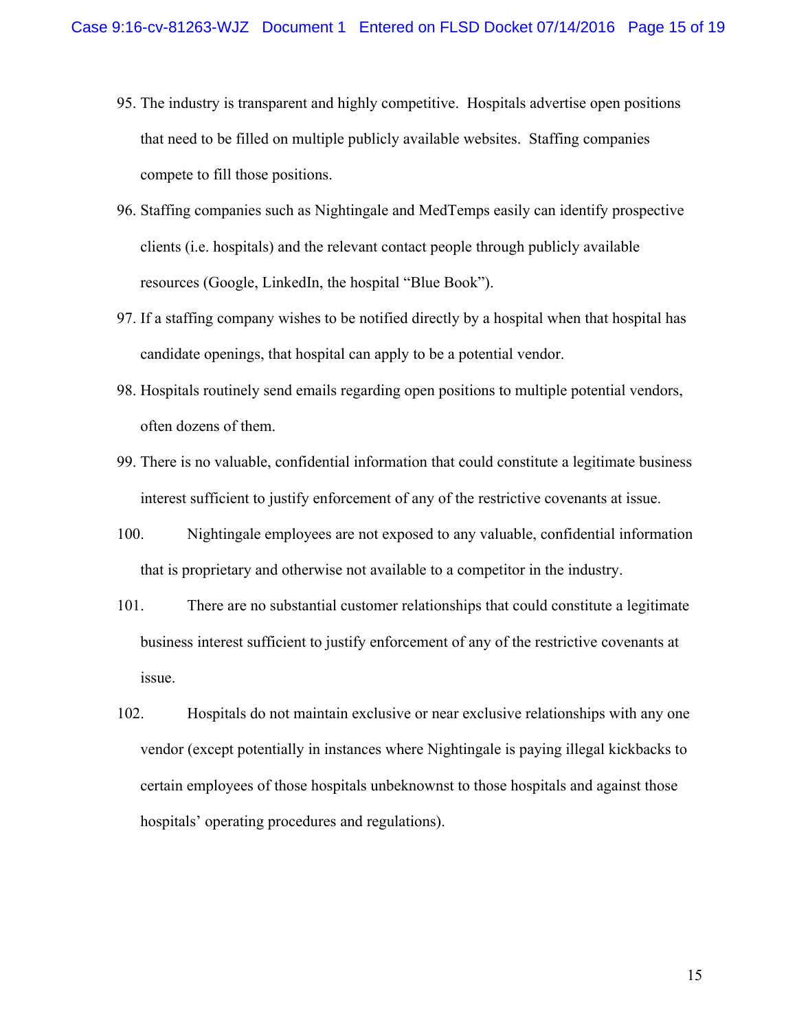95. The industry is transparent and highly competitive. Hospitals advertise open positions that need to be filled on multiple publicly available websites. Staffing companies compete to fill those positions.

96. Staffing companies such as Nightingale and MedTemps easily can identify prospective clients (i.e. hospitals) and the relevant contact people through publicly available resources (Google, LinkedIn, the hospital "Blue Book").

97. If a staffing company wishes to be notified directly by a hospital when that hospital has candidate openings, that hospital can apply to be a potential vendor.

98. Hospitals routinely send emails regarding open positions to multiple potential vendors, often dozens of them.

99. There is no valuable, confidential information that could constitute a legitimate business interest sufficient to justify enforcement of any of the restrictive covenants at issue.

100. Nightingale employees are not exposed to any valuable, confidential information that is proprietary and otherwise not available to a competitor in the industry.

101. There are no substantial customer relationships that could constitute a legitimate business interest sufficient to justify enforcement of any of the restrictive covenants at issue.

102. Hospitals do not maintain exclusive or near exclusive relationships with any one vendor (except potentially in instances where Nightingale is paying illegal kickbacks to certain employees of those hospitals unbeknownst to those hospitals and against those hospitals' operating procedures and regulations).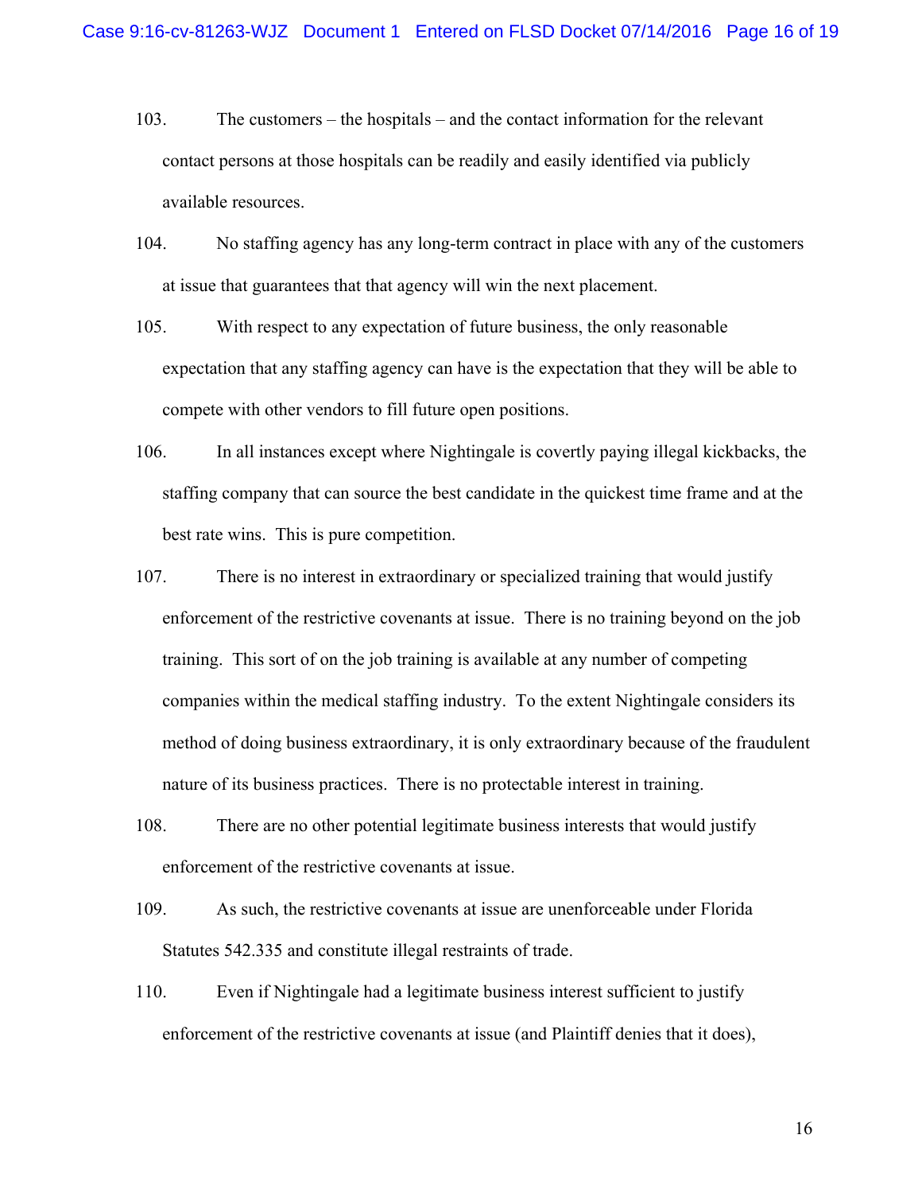103. The customers – the hospitals – and the contact information for the relevant contact persons at those hospitals can be readily and easily identified via publicly available resources.

104. No staffing agency has any long-term contract in place with any of the customers at issue that guarantees that that agency will win the next placement.

105. With respect to any expectation of future business, the only reasonable expectation that any staffing agency can have is the expectation that they will be able to compete with other vendors to fill future open positions.

106. In all instances except where Nightingale is covertly paying illegal kickbacks, the staffing company that can source the best candidate in the quickest time frame and at the best rate wins. This is pure competition.

107. There is no interest in extraordinary or specialized training that would justify enforcement of the restrictive covenants at issue. There is no training beyond on the job training. This sort of on the job training is available at any number of competing companies within the medical staffing industry. To the extent Nightingale considers its method of doing business extraordinary, it is only extraordinary because of the fraudulent nature of its business practices. There is no protectable interest in training.

108. There are no other potential legitimate business interests that would justify enforcement of the restrictive covenants at issue.

109. As such, the restrictive covenants at issue are unenforceable under Florida Statutes 542.335 and constitute illegal restraints of trade.

110. Even if Nightingale had a legitimate business interest sufficient to justify enforcement of the restrictive covenants at issue (and Plaintiff denies that it does),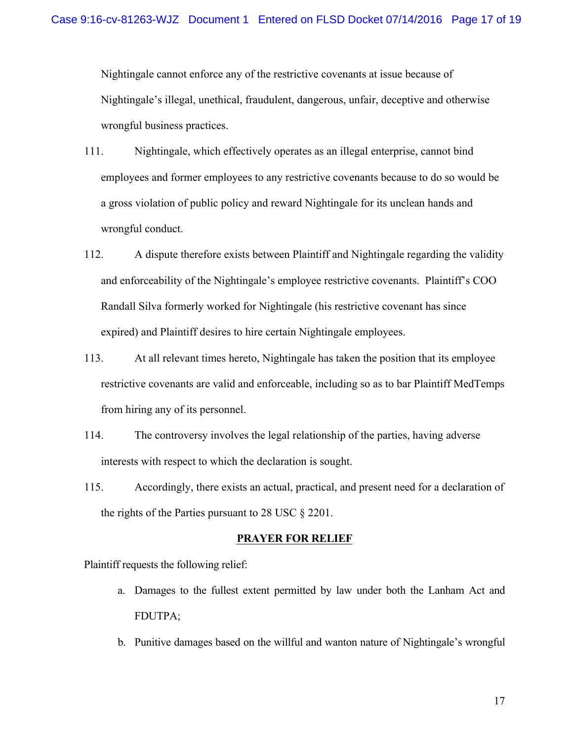Nightingale cannot enforce any of the restrictive covenants at issue because of Nightingale's illegal, unethical, fraudulent, dangerous, unfair, deceptive and otherwise wrongful business practices.

111. Nightingale, which effectively operates as an illegal enterprise, cannot bind employees and former employees to any restrictive covenants because to do so would be a gross violation of public policy and reward Nightingale for its unclean hands and wrongful conduct.

112. A dispute therefore exists between Plaintiff and Nightingale regarding the validity and enforceability of the Nightingale's employee restrictive covenants. Plaintiff's COO Randall Silva formerly worked for Nightingale (his restrictive covenant has since expired) and Plaintiff desires to hire certain Nightingale employees.

113. At all relevant times hereto, Nightingale has taken the position that its employee restrictive covenants are valid and enforceable, including so as to bar Plaintiff MedTemps from hiring any of its personnel.

114. The controversy involves the legal relationship of the parties, having adverse interests with respect to which the declaration is sought.

115. Accordingly, there exists an actual, practical, and present need for a declaration of the rights of the Parties pursuant to 28 USC § 2201.

**PRAYER FOR RELIEF**

Plaintiff requests the following relief:

a. Damages to the fullest extent permitted by law under both the Lanham Act and FDUTPA;

b. Punitive damages based on the willful and wanton nature of Nightingale's wrongful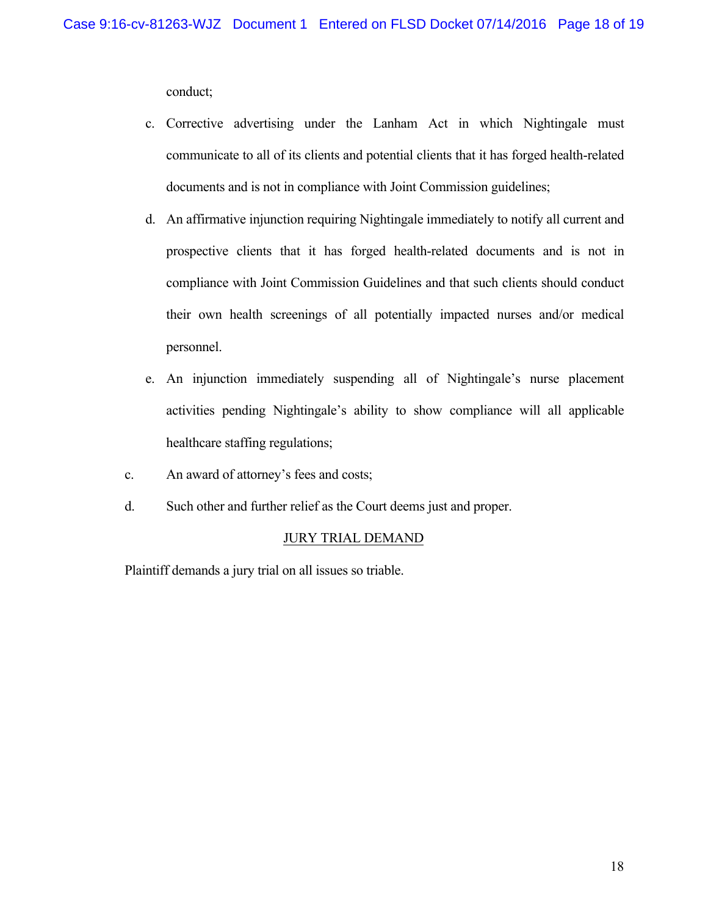conduct;

c. Corrective advertising under the Lanham Act in which Nightingale must communicate to all of its clients and potential clients that it has forged health-related documents and is not in compliance with Joint Commission guidelines;

d. An affirmative injunction requiring Nightingale immediately to notify all current and prospective clients that it has forged health-related documents and is not in compliance with Joint Commission Guidelines and that such clients should conduct their own health screenings of all potentially impacted nurses and/or medical personnel.

e. An injunction immediately suspending all of Nightingale's nurse placement activities pending Nightingale's ability to show compliance will all applicable healthcare staffing regulations;

c. An award of attorney's fees and costs;

d. Such other and further relief as the Court deems just and proper.

## JURY TRIAL DEMAND

Plaintiff demands a jury trial on all issues so triable.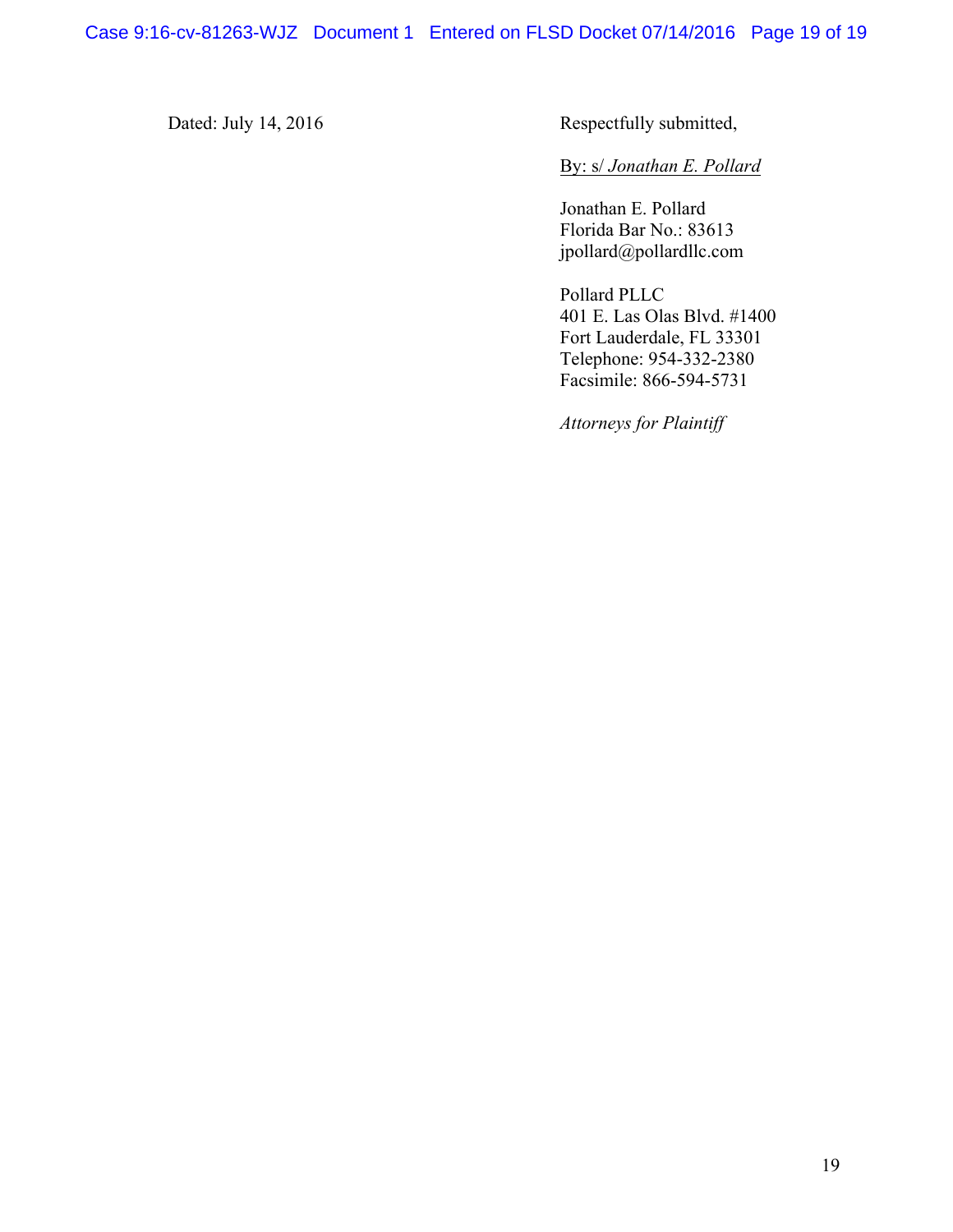Dated: July 14, 2016

Respectfully submitted,

By: s/ *Jonathan E. Pollard*

Jonathan E. Pollard
Florida Bar No.: 83613
jpollard@pollardllc.com

Pollard PLLC
401 E. Las Olas Blvd. #1400
Fort Lauderdale, FL 33301
Telephone: 954-332-2380
Facsimile: 866-594-5731

*Attorneys for Plaintiff*